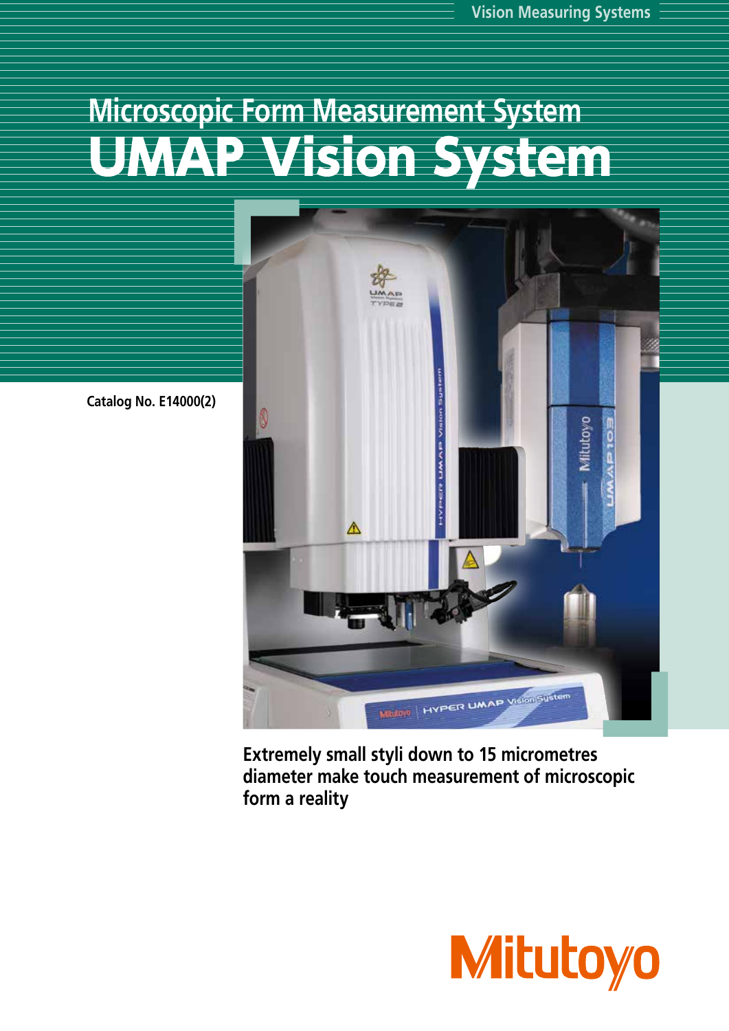Vision Measuring Systems

# Microscopic Form Measurement System

# UMAP Vision System

Catalog No. E14000(2)

**Extremely small styli down to 15 micrometres diameter make touch measurement of microscopic form a reality**

Mitutoyo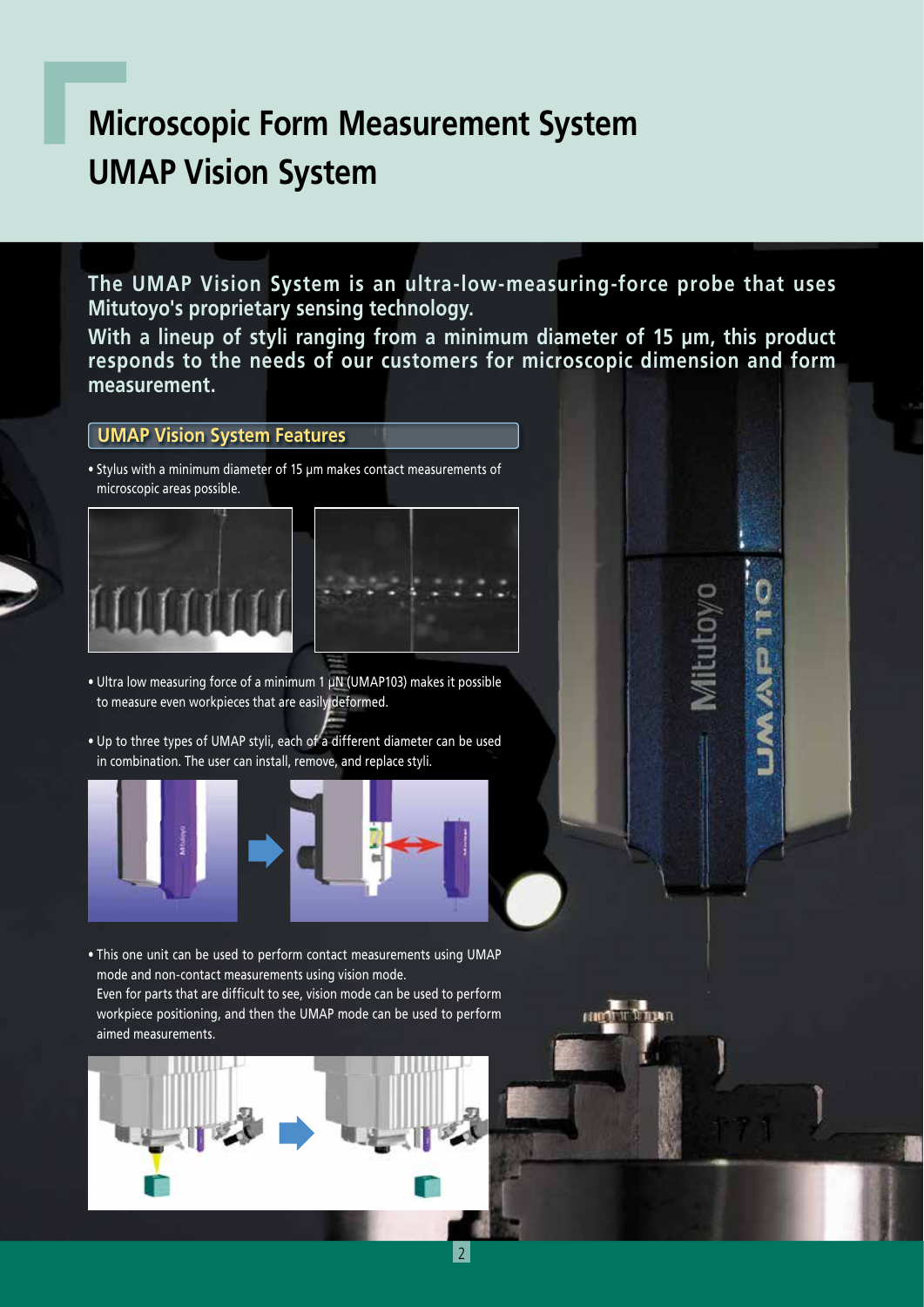# Microscopic Form Measurement System
# UMAP Vision System

**The UMAP Vision System is an ultra-low-measuring-force probe that uses Mitutoyo's proprietary sensing technology.**
**With a lineup of styli ranging from a minimum diameter of 15 μm, this product responds to the needs of our customers for microscopic dimension and form measurement.**

## UMAP Vision System Features

- Stylus with a minimum diameter of 15 μm makes contact measurements of microscopic areas possible.
- Ultra low measuring force of a minimum 1 μN (UMAP103) makes it possible to measure even workpieces that are easily deformed.
- Up to three types of UMAP styli, each of a different diameter can be used in combination. The user can install, remove, and replace styli.
- This one unit can be used to perform contact measurements using UMAP mode and non-contact measurements using vision mode.
  Even for parts that are difficult to see, vision mode can be used to perform workpiece positioning, and then the UMAP mode can be used to perform aimed measurements.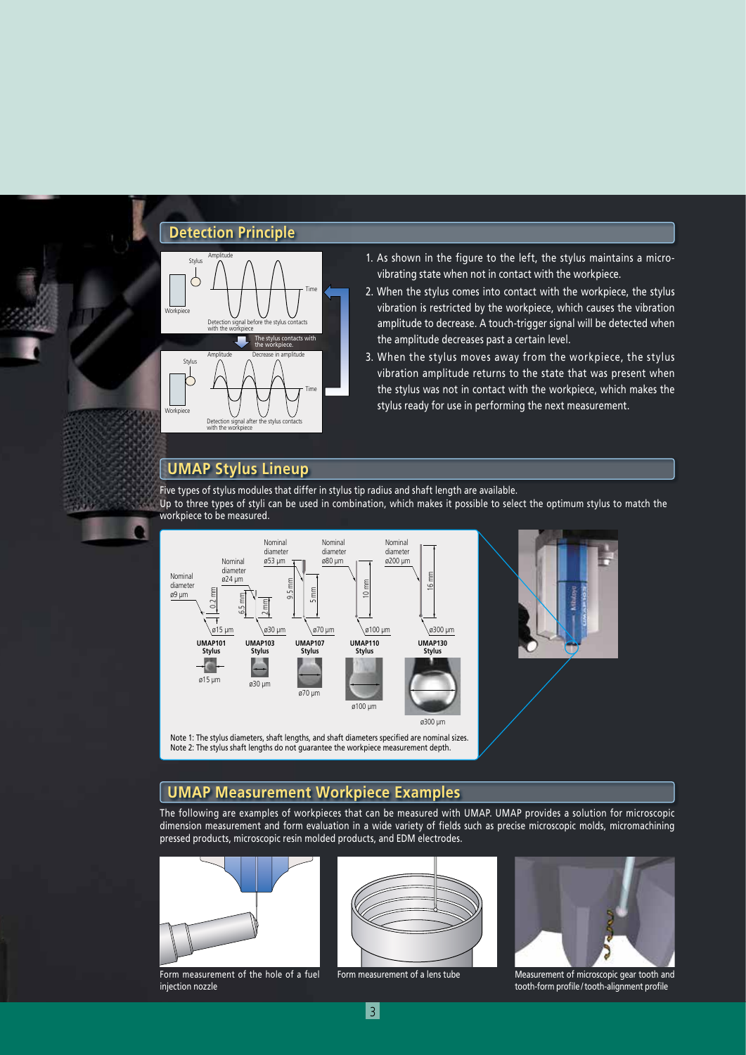## Detection Principle

1. As shown in the figure to the left, the stylus maintains a micro-vibrating state when not in contact with the workpiece.
2. When the stylus comes into contact with the workpiece, the stylus vibration is restricted by the workpiece, which causes the vibration amplitude to decrease. A touch-trigger signal will be detected when the amplitude decreases past a certain level.
3. When the stylus moves away from the workpiece, the stylus vibration amplitude returns to the state that was present when the stylus was not in contact with the workpiece, which makes the stylus ready for use in performing the next measurement.

## UMAP Stylus Lineup

Five types of stylus modules that differ in stylus tip radius and shaft length are available.
Up to three types of styli can be used in combination, which makes it possible to select the optimum stylus to match the workpiece to be measured.

| | UMAP101 Stylus | UMAP103 Stylus | UMAP107 Stylus | UMAP110 Stylus | UMAP130 Stylus |
|---|---|---|---|---|---|
| Nominal diameter | ø9 µm | ø24 µm | ø53 µm | ø80 µm | ø200 µm |
| Lengths | 0.2 mm | 6.5 mm / 2 mm | 9.5 mm / 5 mm | 10 mm | 16 mm |
| Tip diameter | ø15 µm | ø30 µm | ø70 µm | ø100 µm | ø300 µm |

Note 1: The stylus diameters, shaft lengths, and shaft diameters specified are nominal sizes.
Note 2: The stylus shaft lengths do not guarantee the workpiece measurement depth.

## UMAP Measurement Workpiece Examples

The following are examples of workpieces that can be measured with UMAP. UMAP provides a solution for microscopic dimension measurement and form evaluation in a wide variety of fields such as precise microscopic molds, micromachining pressed products, microscopic resin molded products, and EDM electrodes.

Form measurement of the hole of a fuel injection nozzle

Form measurement of a lens tube

Measurement of microscopic gear tooth and tooth-form profile / tooth-alignment profile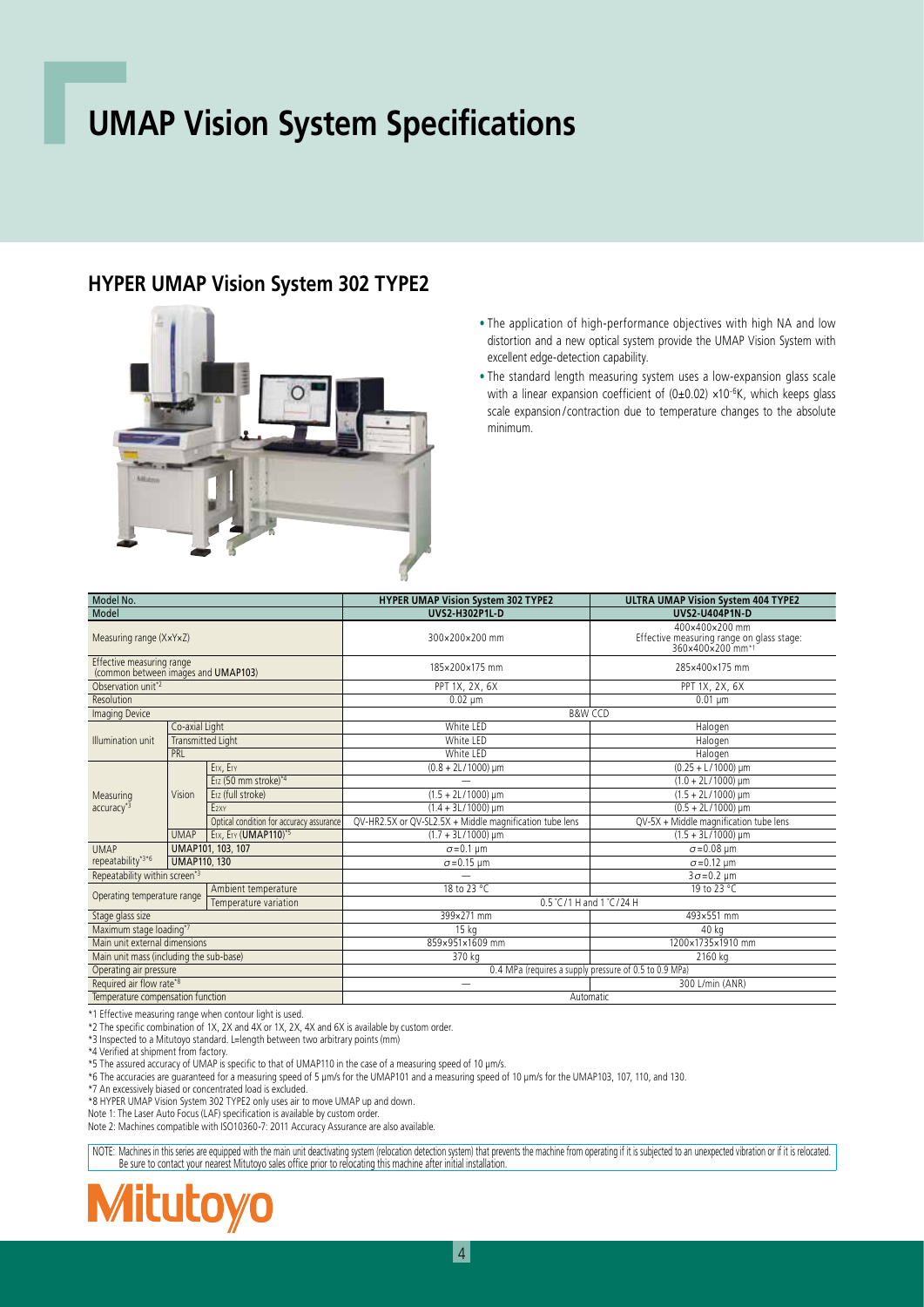# UMAP Vision System Specifications

## HYPER UMAP Vision System 302 TYPE2

- The application of high-performance objectives with high NA and low distortion and a new optical system provide the UMAP Vision System with excellent edge-detection capability.
- The standard length measuring system uses a low-expansion glass scale with a linear expansion coefficient of $(0 \pm 0.02) \times 10^{-6}$K, which keeps glass scale expansion/contraction due to temperature changes to the absolute minimum.

| Model No. | | | HYPER UMAP Vision System 302 TYPE2 | ULTRA UMAP Vision System 404 TYPE2 |
|---|---|---|---|---|
| Model | | | UVS2-H302P1L-D | UVS2-U404P1N-D |
| Measuring range (X×Y×Z) | | | 300×200×200 mm | 400×400×200 mm Effective measuring range on glass stage: 360×400×200 mm*1 |
| Effective measuring range (common between images and UMAP103) | | | 185×200×175 mm | 285×400×175 mm |
| Observation unit*2 | | | PPT 1X, 2X, 6X | PPT 1X, 2X, 6X |
| Resolution | | | 0.02 μm | 0.01 μm |
| Imaging Device | | | B&W CCD | |
| Illumination unit | Co-axial Light | | White LED | Halogen |
| | Transmitted Light | | White LED | Halogen |
| | PRL | | White LED | Halogen |
| Measuring accuracy*3 | Vision | $E_{1X}$, $E_{1Y}$ | (0.8 + 2L/1000) μm | (0.25 + L/1000) μm |
| | | $E_{1Z}$ (50 mm stroke)*4 | — | (1.0 + 2L/1000) μm |
| | | $E_{1Z}$ (full stroke) | (1.5 + 2L/1000) μm | (1.5 + 2L/1000) μm |
| | | $E_{2XY}$ | (1.4 + 3L/1000) μm | (0.5 + 2L/1000) μm |
| | | Optical condition for accuracy assurance | QV-HR2.5X or QV-SL2.5X + Middle magnification tube lens | QV-5X + Middle magnification tube lens |
| | UMAP | $E_{1X}$, $E_{1Y}$ (UMAP110)*5 | (1.7 + 3L/1000) μm | (1.5 + 3L/1000) μm |
| UMAP repeatability*3*6 | UMAP101, 103, 107 | | $\sigma$=0.1 μm | $\sigma$=0.08 μm |
| | UMAP110, 130 | | $\sigma$=0.15 μm | $\sigma$=0.12 μm |
| Repeatability within screen*3 | | | — | $3\sigma$=0.2 μm |
| Operating temperature range | | Ambient temperature | 18 to 23 °C | 19 to 23 °C |
| | | Temperature variation | 0.5 °C/1 H and 1 °C/24 H | |
| Stage glass size | | | 399×271 mm | 493×551 mm |
| Maximum stage loading*7 | | | 15 kg | 40 kg |
| Main unit external dimensions | | | 859×951×1609 mm | 1200×1735×1910 mm |
| Main unit mass (including the sub-base) | | | 370 kg | 2160 kg |
| Operating air pressure | | | 0.4 MPa (requires a supply pressure of 0.5 to 0.9 MPa) | |
| Required air flow rate*8 | | | — | 300 L/min (ANR) |
| Temperature compensation function | | | Automatic | |

*1 Effective measuring range when contour light is used.
*2 The specific combination of 1X, 2X and 4X or 1X, 2X, 4X and 6X is available by custom order.
*3 Inspected to a Mitutoyo standard. L=length between two arbitrary points (mm)
*4 Verified at shipment from factory.
*5 The assured accuracy of UMAP is specific to that of UMAP110 in the case of a measuring speed of 10 μm/s.
*6 The accuracies are guaranteed for a measuring speed of 5 μm/s for the UMAP101 and a measuring speed of 10 μm/s for the UMAP103, 107, 110, and 130.
*7 An excessively biased or concentrated load is excluded.
*8 HYPER UMAP Vision System 302 TYPE2 only uses air to move UMAP up and down.
Note 1: The Laser Auto Focus (LAF) specification is available by custom order.
Note 2: Machines compatible with ISO10360-7: 2011 Accuracy Assurance are also available.

NOTE: Machines in this series are equipped with the main unit deactivating system (relocation detection system) that prevents the machine from operating if it is subjected to an unexpected vibration or if it is relocated. Be sure to contact your nearest Mitutoyo sales office prior to relocating this machine after initial installation.

Mitutoyo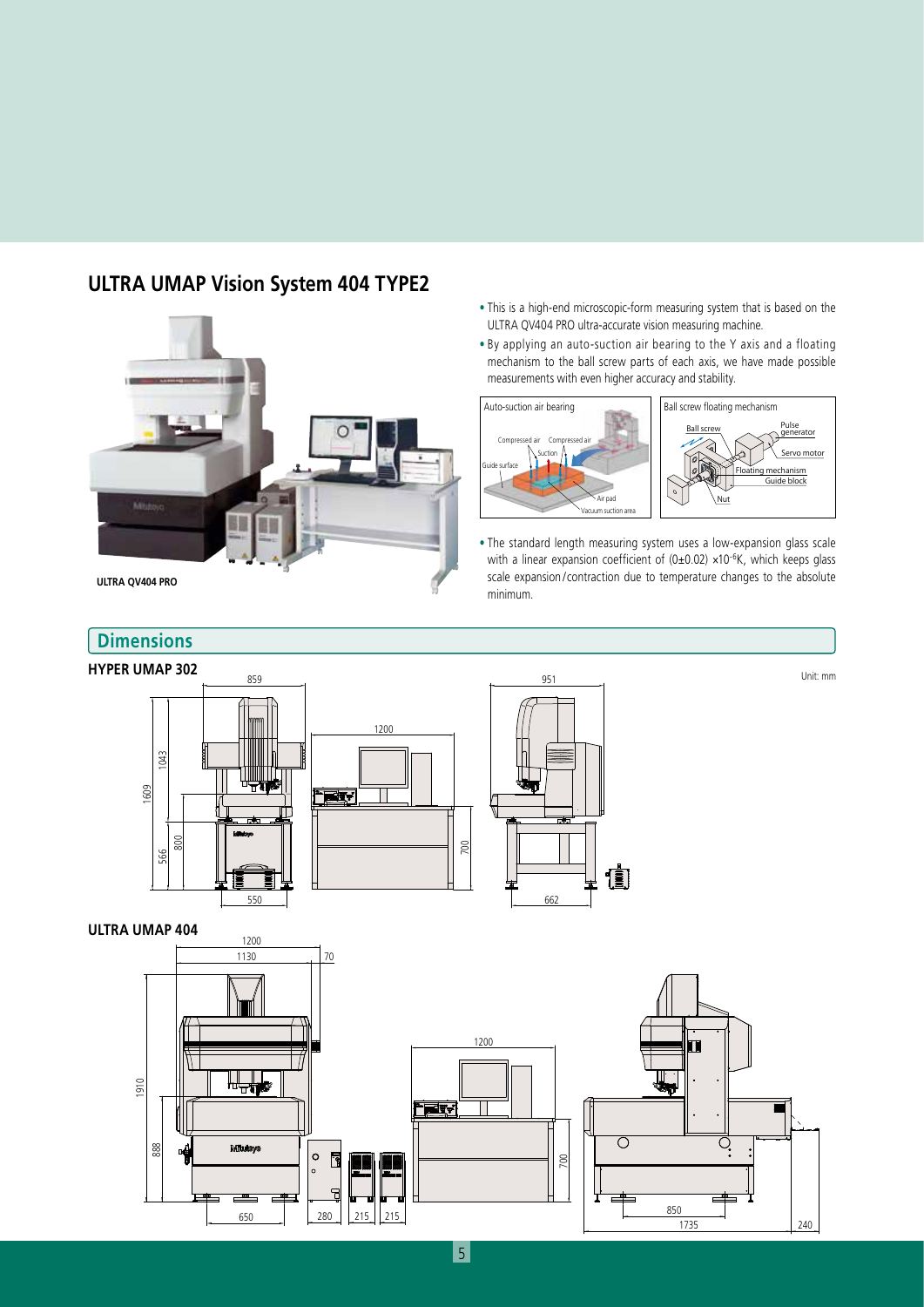## ULTRA UMAP Vision System 404 TYPE2

ULTRA QV404 PRO

- This is a high-end microscopic-form measuring system that is based on the ULTRA QV404 PRO ultra-accurate vision measuring machine.
- By applying an auto-suction air bearing to the Y axis and a floating mechanism to the ball screw parts of each axis, we have made possible measurements with even higher accuracy and stability.

Auto-suction air bearing

Ball screw floating mechanism

- The standard length measuring system uses a low-expansion glass scale with a linear expansion coefficient of $(0\pm0.02)\times10^{-6}$K, which keeps glass scale expansion/contraction due to temperature changes to the absolute minimum.

## Dimensions

### HYPER UMAP 302

Unit: mm

### ULTRA UMAP 404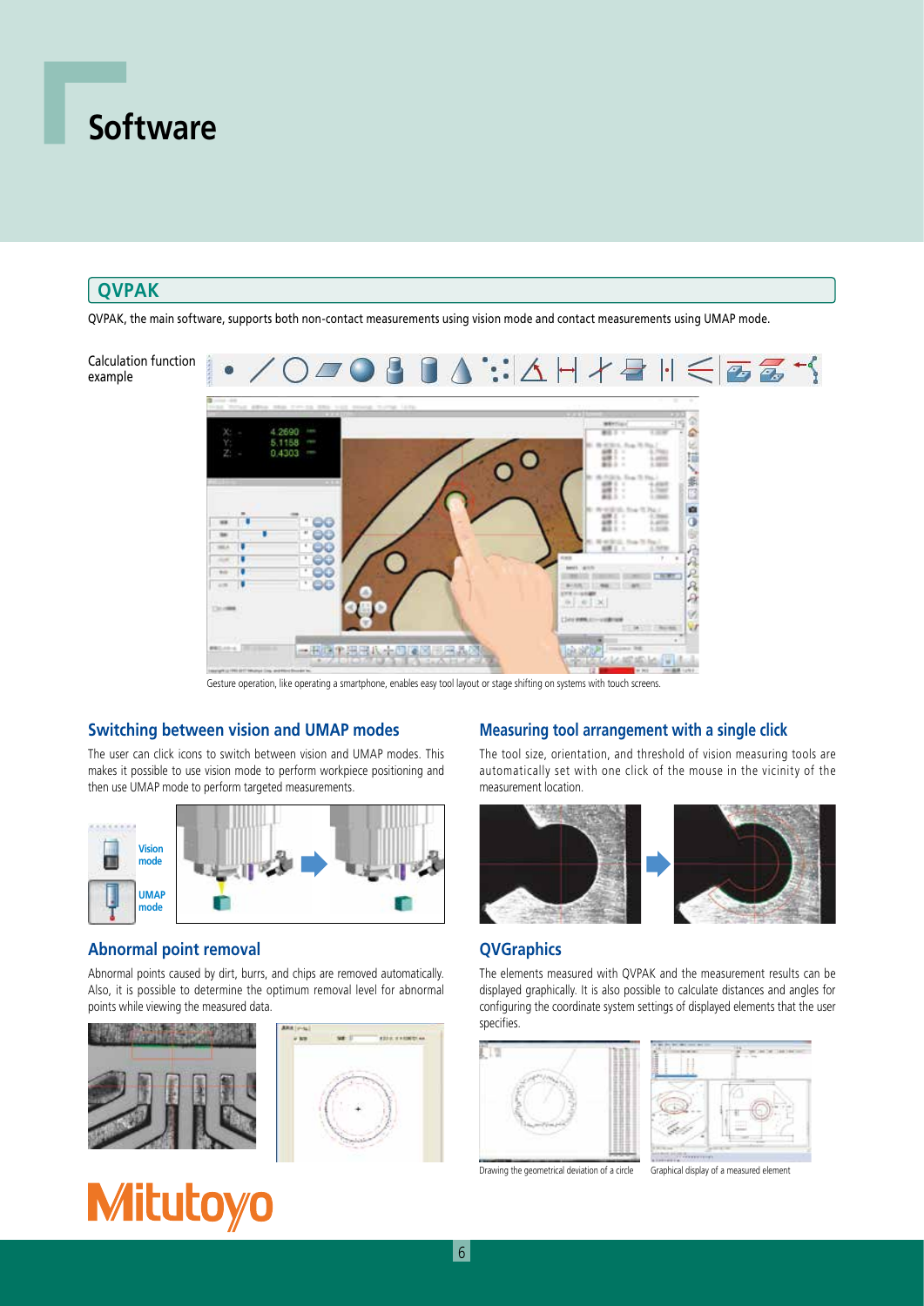# Software

## QVPAK

QVPAK, the main software, supports both non-contact measurements using vision mode and contact measurements using UMAP mode.

Calculation function example

Gesture operation, like operating a smartphone, enables easy tool layout or stage shifting on systems with touch screens.

### Switching between vision and UMAP modes

The user can click icons to switch between vision and UMAP modes. This makes it possible to use vision mode to perform workpiece positioning and then use UMAP mode to perform targeted measurements.

Vision mode

UMAP mode

### Measuring tool arrangement with a single click

The tool size, orientation, and threshold of vision measuring tools are automatically set with one click of the mouse in the vicinity of the measurement location.

### Abnormal point removal

Abnormal points caused by dirt, burrs, and chips are removed automatically. Also, it is possible to determine the optimum removal level for abnormal points while viewing the measured data.

### QVGraphics

The elements measured with QVPAK and the measurement results can be displayed graphically. It is also possible to calculate distances and angles for configuring the coordinate system settings of displayed elements that the user specifies.

Drawing the geometrical deviation of a circle

Graphical display of a measured element

Mitutoyo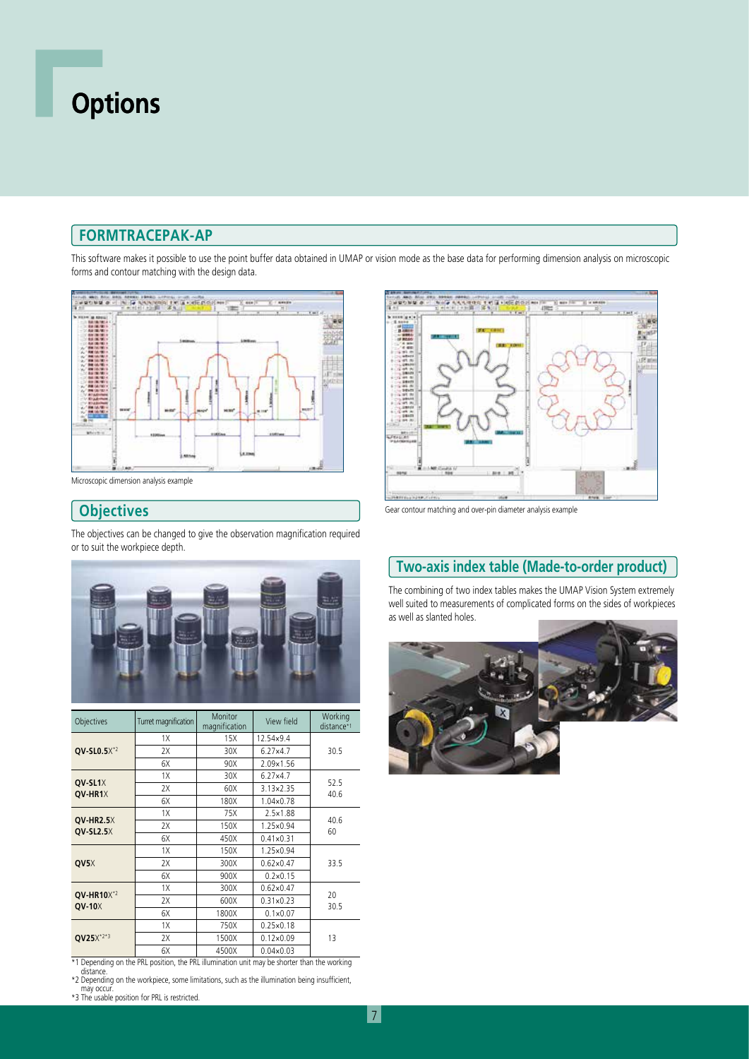# Options

## FORMTRACEPAK-AP

This software makes it possible to use the point buffer data obtained in UMAP or vision mode as the base data for performing dimension analysis on microscopic forms and contour matching with the design data.

Microscopic dimension analysis example

Gear contour matching and over-pin diameter analysis example

## Objectives

The objectives can be changed to give the observation magnification required or to suit the workpiece depth.

| Objectives | Turret magnification | Monitor magnification | View field | Working distance*1 |
|---|---|---|---|---|
| **QV-SL0.5**X*2 | 1X | 15X | 12.54×9.4 | 30.5 |
| | 2X | 30X | 6.27×4.7 | |
| | 6X | 90X | 2.09×1.56 | |
| **QV-SL1**X<br>**QV-HR1**X | 1X | 30X | 6.27×4.7 | 52.5<br>40.6 |
| | 2X | 60X | 3.13×2.35 | |
| | 6X | 180X | 1.04×0.78 | |
| **QV-HR2.5**X<br>**QV-SL2.5**X | 1X | 75X | 2.5×1.88 | 40.6<br>60 |
| | 2X | 150X | 1.25×0.94 | |
| | 6X | 450X | 0.41×0.31 | |
| **QV5**X | 1X | 150X | 1.25×0.94 | 33.5 |
| | 2X | 300X | 0.62×0.47 | |
| | 6X | 900X | 0.2×0.15 | |
| **QV-HR10**X*2<br>**QV-10**X | 1X | 300X | 0.62×0.47 | 20<br>30.5 |
| | 2X | 600X | 0.31×0.23 | |
| | 6X | 1800X | 0.1×0.07 | |
| **QV25**X*2*3 | 1X | 750X | 0.25×0.18 | 13 |
| | 2X | 1500X | 0.12×0.09 | |
| | 6X | 4500X | 0.04×0.03 | |

*1 Depending on the PRL position, the PRL illumination unit may be shorter than the working distance.
*2 Depending on the workpiece, some limitations, such as the illumination being insufficient, may occur.
*3 The usable position for PRL is restricted.

## Two-axis index table (Made-to-order product)

The combining of two index tables makes the UMAP Vision System extremely well suited to measurements of complicated forms on the sides of workpieces as well as slanted holes.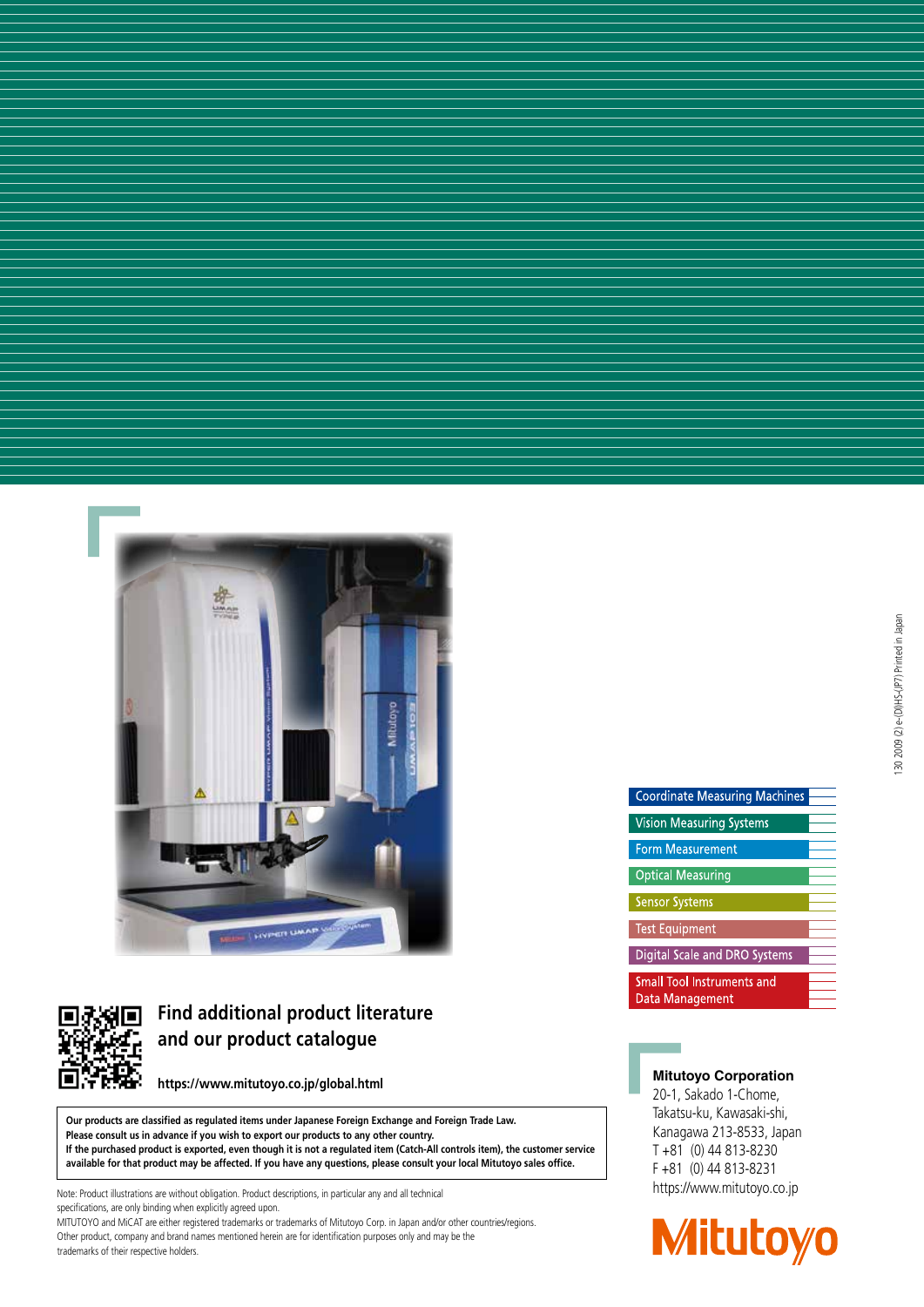Coordinate Measuring Machines

Vision Measuring Systems

Form Measurement

Optical Measuring

Sensor Systems

Test Equipment

Digital Scale and DRO Systems

Small Tool Instruments and Data Management

## Find additional product literature and our product catalogue

**https://www.mitutoyo.co.jp/global.html**

**Our products are classified as regulated items under Japanese Foreign Exchange and Foreign Trade Law. Please consult us in advance if you wish to export our products to any other country. If the purchased product is exported, even though it is not a regulated item (Catch-All controls item), the customer service available for that product may be affected. If you have any questions, please consult your local Mitutoyo sales office.**

Note: Product illustrations are without obligation. Product descriptions, in particular any and all technical specifications, are only binding when explicitly agreed upon.
MITUTOYO and MiCAT are either registered trademarks or trademarks of Mitutoyo Corp. in Japan and/or other countries/regions. Other product, company and brand names mentioned herein are for identification purposes only and may be the trademarks of their respective holders.

**Mitutoyo Corporation**
20-1, Sakado 1-Chome,
Takatsu-ku, Kawasaki-shi,
Kanagawa 213-8533, Japan
T +81 (0) 44 813-8230
F +81 (0) 44 813-8231
https://www.mitutoyo.co.jp

Mitutoyo

130 2009 (2) e-(D)HS-(P7) Printed in Japan